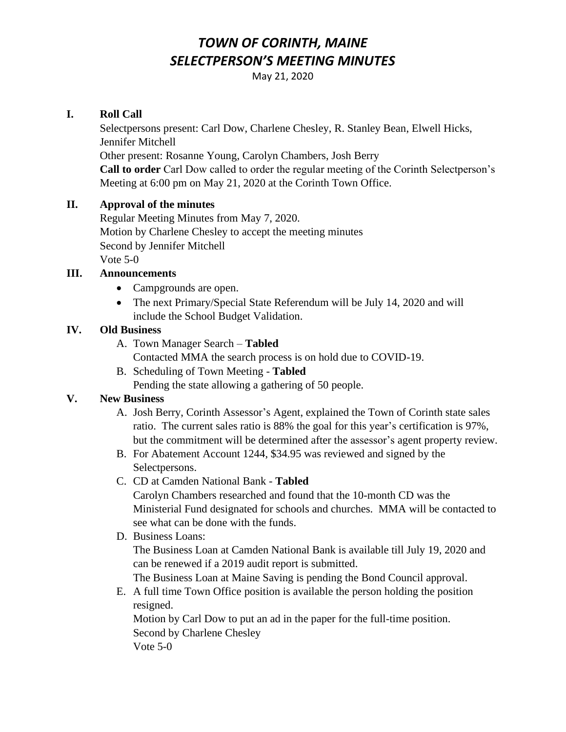# *TOWN OF CORINTH, MAINE*
# *SELECTPERSON'S MEETING MINUTES*

May 21, 2020

## I. Roll Call

Selectpersons present: Carl Dow, Charlene Chesley, R. Stanley Bean, Elwell Hicks, Jennifer Mitchell

Other present: Rosanne Young, Carolyn Chambers, Josh Berry

**Call to order** Carl Dow called to order the regular meeting of the Corinth Selectperson's Meeting at 6:00 pm on May 21, 2020 at the Corinth Town Office.

## II. Approval of the minutes

Regular Meeting Minutes from May 7, 2020.
Motion by Charlene Chesley to accept the meeting minutes
Second by Jennifer Mitchell
Vote 5-0

## III. Announcements

- Campgrounds are open.
- The next Primary/Special State Referendum will be July 14, 2020 and will include the School Budget Validation.

## IV. Old Business

A. Town Manager Search – **Tabled**
Contacted MMA the search process is on hold due to COVID-19.

B. Scheduling of Town Meeting - **Tabled**
Pending the state allowing a gathering of 50 people.

## V. New Business

A. Josh Berry, Corinth Assessor's Agent, explained the Town of Corinth state sales ratio. The current sales ratio is 88% the goal for this year's certification is 97%, but the commitment will be determined after the assessor's agent property review.

B. For Abatement Account 1244, $34.95 was reviewed and signed by the Selectpersons.

C. CD at Camden National Bank - **Tabled**
Carolyn Chambers researched and found that the 10-month CD was the Ministerial Fund designated for schools and churches. MMA will be contacted to see what can be done with the funds.

D. Business Loans:
The Business Loan at Camden National Bank is available till July 19, 2020 and can be renewed if a 2019 audit report is submitted.
The Business Loan at Maine Saving is pending the Bond Council approval.

E. A full time Town Office position is available the person holding the position resigned.
Motion by Carl Dow to put an ad in the paper for the full-time position.
Second by Charlene Chesley
Vote 5-0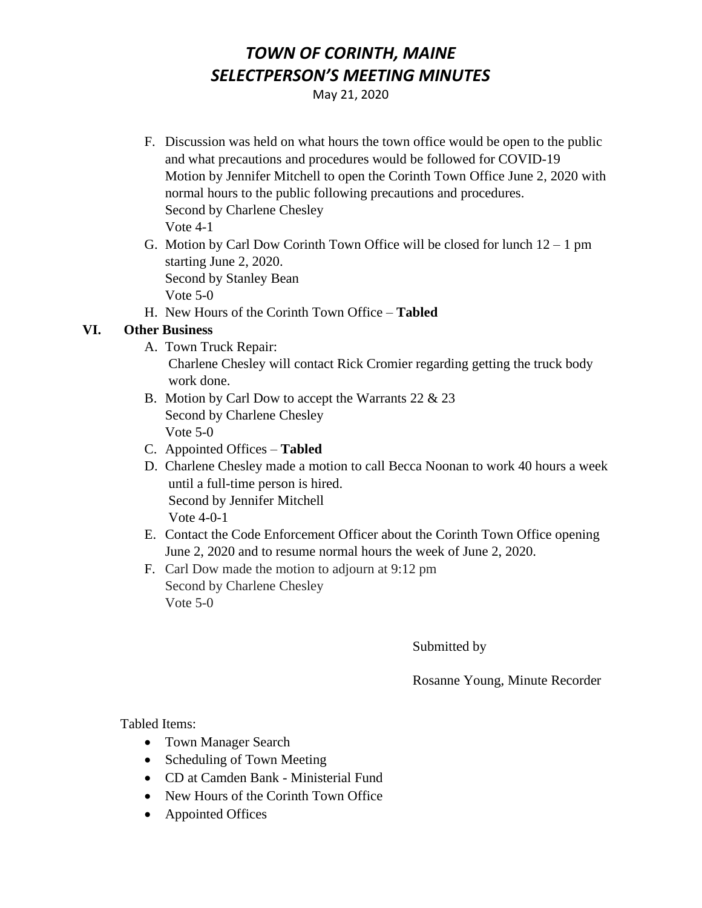# TOWN OF CORINTH, MAINE
# SELECTPERSON'S MEETING MINUTES

May 21, 2020

F. Discussion was held on what hours the town office would be open to the public and what precautions and procedures would be followed for COVID-19
   Motion by Jennifer Mitchell to open the Corinth Town Office June 2, 2020 with normal hours to the public following precautions and procedures.
   Second by Charlene Chesley
   Vote 4-1

G. Motion by Carl Dow Corinth Town Office will be closed for lunch 12 – 1 pm starting June 2, 2020.
   Second by Stanley Bean
   Vote 5-0

H. New Hours of the Corinth Town Office – **Tabled**

## VI. Other Business

A. Town Truck Repair:
   Charlene Chesley will contact Rick Cromier regarding getting the truck body work done.

B. Motion by Carl Dow to accept the Warrants 22 & 23
   Second by Charlene Chesley
   Vote 5-0

C. Appointed Offices – **Tabled**

D. Charlene Chesley made a motion to call Becca Noonan to work 40 hours a week until a full-time person is hired.
   Second by Jennifer Mitchell
   Vote 4-0-1

E. Contact the Code Enforcement Officer about the Corinth Town Office opening June 2, 2020 and to resume normal hours the week of June 2, 2020.

F. Carl Dow made the motion to adjourn at 9:12 pm
   Second by Charlene Chesley
   Vote 5-0

Submitted by

Rosanne Young, Minute Recorder

Tabled Items:

- Town Manager Search
- Scheduling of Town Meeting
- CD at Camden Bank - Ministerial Fund
- New Hours of the Corinth Town Office
- Appointed Offices